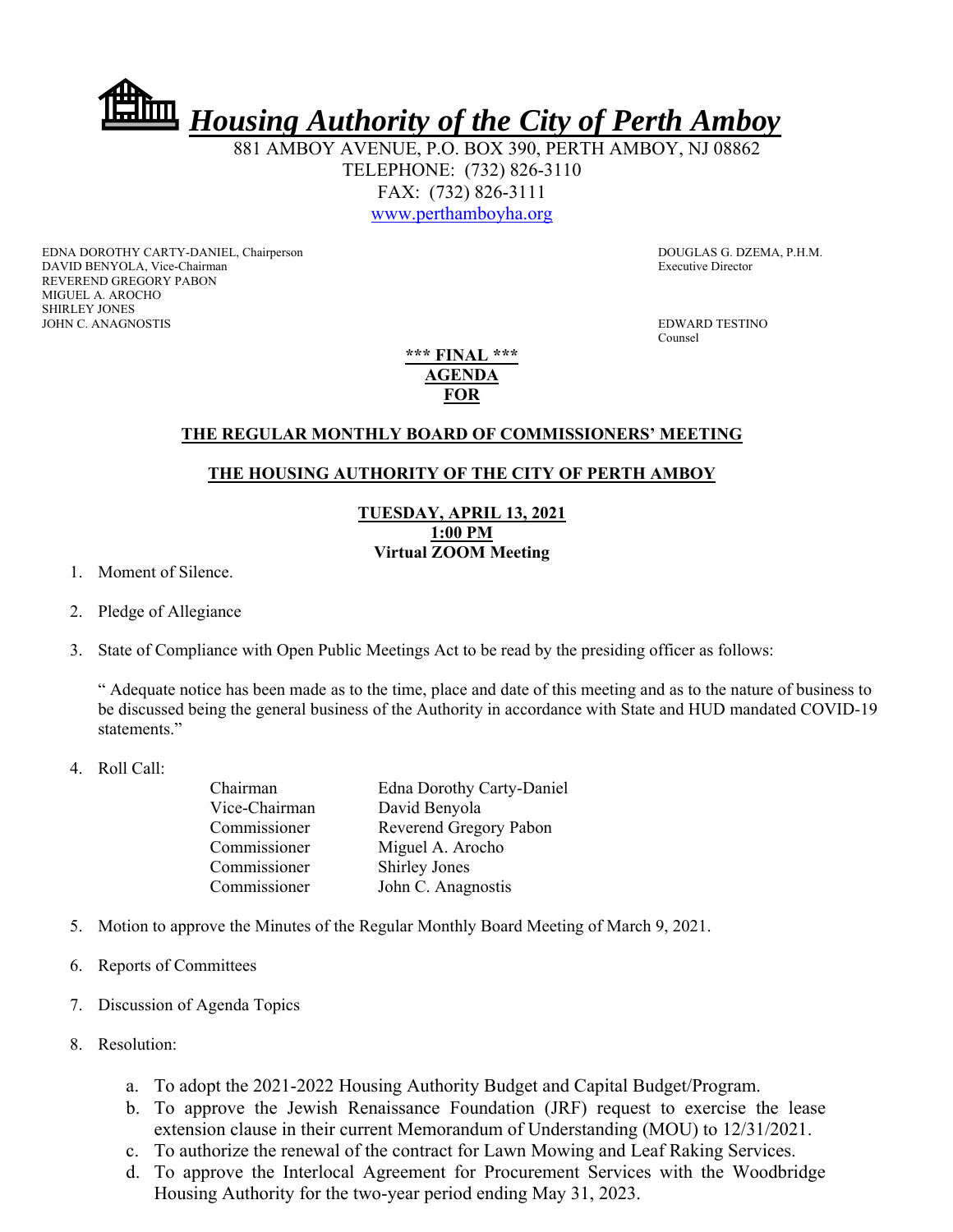# *Housing Authority of the City of Perth Amboy*

881 AMBOY AVENUE, P.O. BOX 390, PERTH AMBOY, NJ 08862
TELEPHONE: (732) 826-3110
FAX: (732) 826-3111
www.perthamboyha.org

EDNA DOROTHY CARTY-DANIEL, Chairperson
DAVID BENYOLA, Vice-Chairman
REVEREND GREGORY PABON
MIGUEL A. AROCHO
SHIRLEY JONES
JOHN C. ANAGNOSTIS

DOUGLAS G. DZEMA, P.H.M.
Executive Director

EDWARD TESTINO
Counsel

**\*\*\* FINAL \*\*\***
**AGENDA**
**FOR**

## THE REGULAR MONTHLY BOARD OF COMMISSIONERS' MEETING

## THE HOUSING AUTHORITY OF THE CITY OF PERTH AMBOY

**TUESDAY, APRIL 13, 2021**
**1:00 PM**
**Virtual ZOOM Meeting**

1. Moment of Silence.

2. Pledge of Allegiance

3. State of Compliance with Open Public Meetings Act to be read by the presiding officer as follows:

   " Adequate notice has been made as to the time, place and date of this meeting and as to the nature of business to be discussed being the general business of the Authority in accordance with State and HUD mandated COVID-19 statements."

4. Roll Call:

   | | |
   |---|---|
   | Chairman | Edna Dorothy Carty-Daniel |
   | Vice-Chairman | David Benyola |
   | Commissioner | Reverend Gregory Pabon |
   | Commissioner | Miguel A. Arocho |
   | Commissioner | Shirley Jones |
   | Commissioner | John C. Anagnostis |

5. Motion to approve the Minutes of the Regular Monthly Board Meeting of March 9, 2021.

6. Reports of Committees

7. Discussion of Agenda Topics

8. Resolution:

   a. To adopt the 2021-2022 Housing Authority Budget and Capital Budget/Program.
   b. To approve the Jewish Renaissance Foundation (JRF) request to exercise the lease extension clause in their current Memorandum of Understanding (MOU) to 12/31/2021.
   c. To authorize the renewal of the contract for Lawn Mowing and Leaf Raking Services.
   d. To approve the Interlocal Agreement for Procurement Services with the Woodbridge Housing Authority for the two-year period ending May 31, 2023.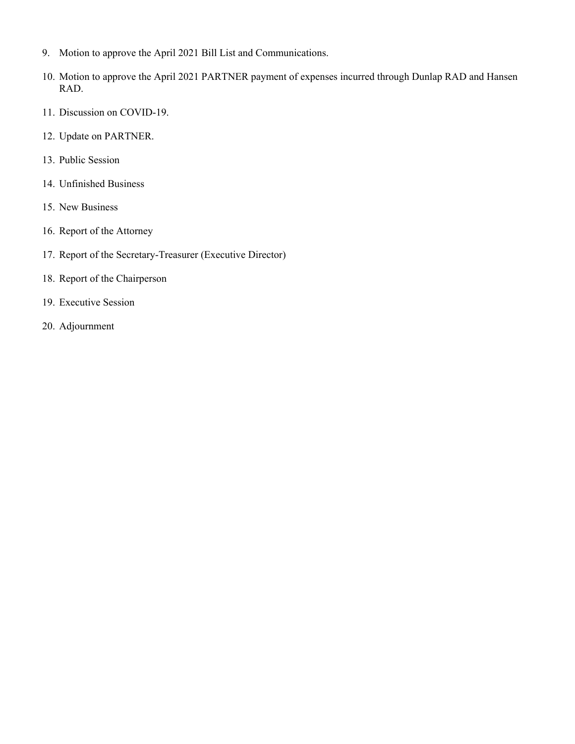9. Motion to approve the April 2021 Bill List and Communications.
10. Motion to approve the April 2021 PARTNER payment of expenses incurred through Dunlap RAD and Hansen RAD.
11. Discussion on COVID-19.
12. Update on PARTNER.
13. Public Session
14. Unfinished Business
15. New Business
16. Report of the Attorney
17. Report of the Secretary-Treasurer (Executive Director)
18. Report of the Chairperson
19. Executive Session
20. Adjournment